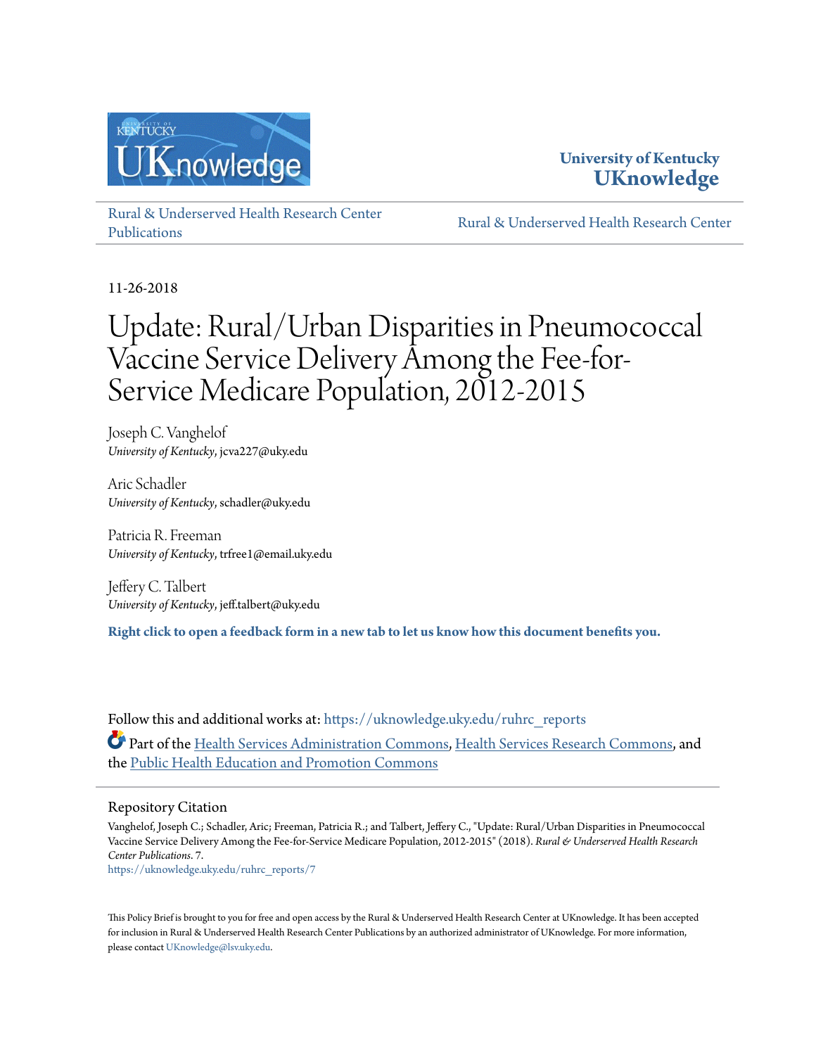University of Kentucky
**UKnowledge**

Rural & Underserved Health Research Center Publications | Rural & Underserved Health Research Center

11-26-2018

# Update: Rural/Urban Disparities in Pneumococcal Vaccine Service Delivery Among the Fee-for-Service Medicare Population, 2012-2015

Joseph C. Vanghelof
*University of Kentucky*, jcva227@uky.edu

Aric Schadler
*University of Kentucky*, schadler@uky.edu

Patricia R. Freeman
*University of Kentucky*, trfree1@email.uky.edu

Jeffery C. Talbert
*University of Kentucky*, jeff.talbert@uky.edu

**Right click to open a feedback form in a new tab to let us know how this document benefits you.**

Follow this and additional works at: https://uknowledge.uky.edu/ruhrc_reports

Part of the Health Services Administration Commons, Health Services Research Commons, and the Public Health Education and Promotion Commons

## Repository Citation

Vanghelof, Joseph C.; Schadler, Aric; Freeman, Patricia R.; and Talbert, Jeffery C., "Update: Rural/Urban Disparities in Pneumococcal Vaccine Service Delivery Among the Fee-for-Service Medicare Population, 2012-2015" (2018). *Rural & Underserved Health Research Center Publications*. 7.
https://uknowledge.uky.edu/ruhrc_reports/7

This Policy Brief is brought to you for free and open access by the Rural & Underserved Health Research Center at UKnowledge. It has been accepted for inclusion in Rural & Underserved Health Research Center Publications by an authorized administrator of UKnowledge. For more information, please contact UKnowledge@lsv.uky.edu.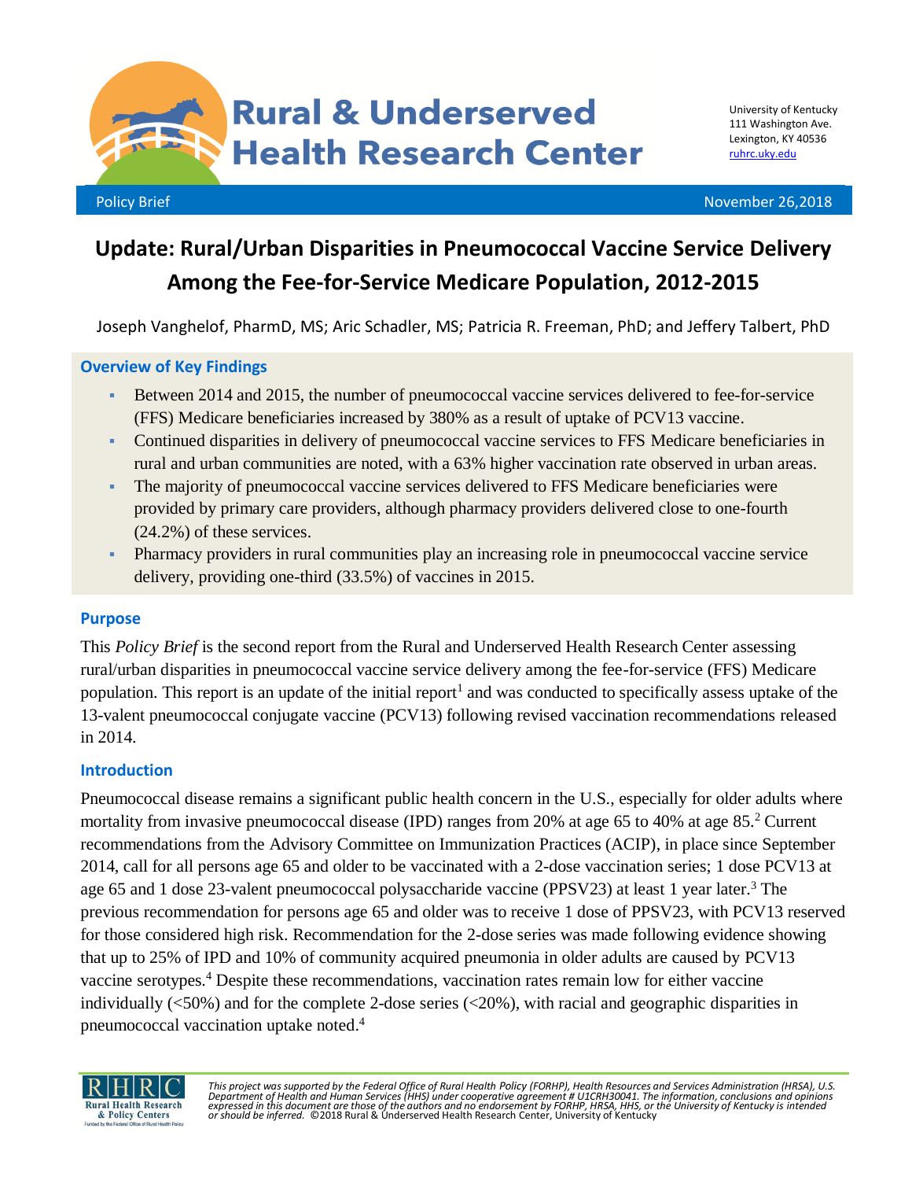# Rural & Underserved Health Research Center

University of Kentucky
111 Washington Ave.
Lexington, KY 40536
ruhrc.uky.edu

Policy Brief

November 26,2018

## Update: Rural/Urban Disparities in Pneumococcal Vaccine Service Delivery Among the Fee-for-Service Medicare Population, 2012-2015

Joseph Vanghelof, PharmD, MS; Aric Schadler, MS; Patricia R. Freeman, PhD; and Jeffery Talbert, PhD

### Overview of Key Findings

- Between 2014 and 2015, the number of pneumococcal vaccine services delivered to fee-for-service (FFS) Medicare beneficiaries increased by 380% as a result of uptake of PCV13 vaccine.
- Continued disparities in delivery of pneumococcal vaccine services to FFS Medicare beneficiaries in rural and urban communities are noted, with a 63% higher vaccination rate observed in urban areas.
- The majority of pneumococcal vaccine services delivered to FFS Medicare beneficiaries were provided by primary care providers, although pharmacy providers delivered close to one-fourth (24.2%) of these services.
- Pharmacy providers in rural communities play an increasing role in pneumococcal vaccine service delivery, providing one-third (33.5%) of vaccines in 2015.

### Purpose

This *Policy Brief* is the second report from the Rural and Underserved Health Research Center assessing rural/urban disparities in pneumococcal vaccine service delivery among the fee-for-service (FFS) Medicare population. This report is an update of the initial report[1] and was conducted to specifically assess uptake of the 13-valent pneumococcal conjugate vaccine (PCV13) following revised vaccination recommendations released in 2014.

### Introduction

Pneumococcal disease remains a significant public health concern in the U.S., especially for older adults where mortality from invasive pneumococcal disease (IPD) ranges from 20% at age 65 to 40% at age 85.[2] Current recommendations from the Advisory Committee on Immunization Practices (ACIP), in place since September 2014, call for all persons age 65 and older to be vaccinated with a 2-dose vaccination series; 1 dose PCV13 at age 65 and 1 dose 23-valent pneumococcal polysaccharide vaccine (PPSV23) at least 1 year later.[3] The previous recommendation for persons age 65 and older was to receive 1 dose of PPSV23, with PCV13 reserved for those considered high risk. Recommendation for the 2-dose series was made following evidence showing that up to 25% of IPD and 10% of community acquired pneumonia in older adults are caused by PCV13 vaccine serotypes.[4] Despite these recommendations, vaccination rates remain low for either vaccine individually (<50%) and for the complete 2-dose series (<20%), with racial and geographic disparities in pneumococcal vaccination uptake noted.[4]

*This project was supported by the Federal Office of Rural Health Policy (FORHP), Health Resources and Services Administration (HRSA), U.S. Department of Health and Human Services (HHS) under cooperative agreement # U1CRH30041. The information, conclusions and opinions expressed in this document are those of the authors and no endorsement by FORHP, HRSA, HHS, or the University of Kentucky is intended or should be inferred.* ©2018 Rural & Underserved Health Research Center, University of Kentucky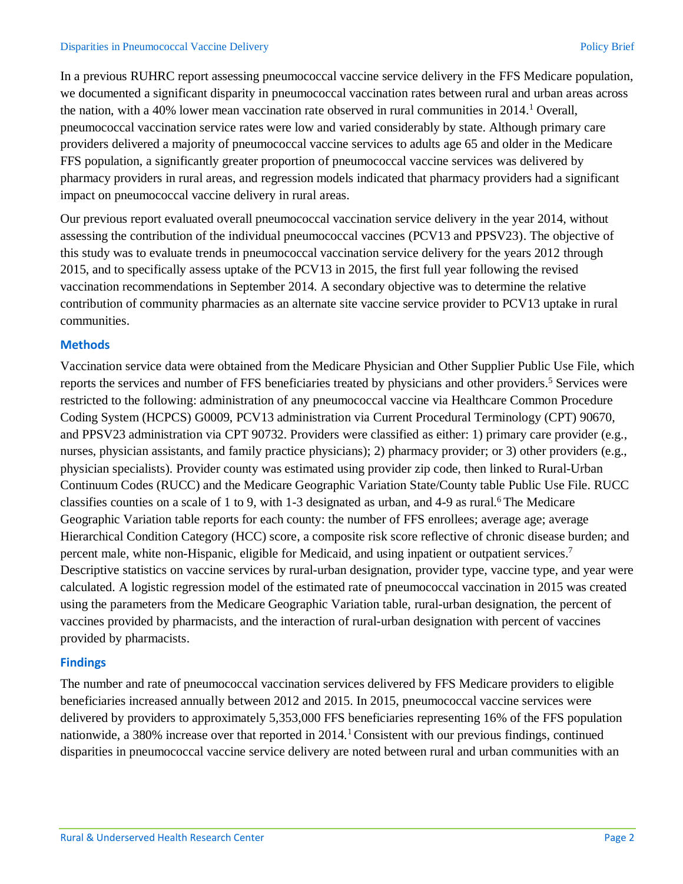In a previous RUHRC report assessing pneumococcal vaccine service delivery in the FFS Medicare population, we documented a significant disparity in pneumococcal vaccination rates between rural and urban areas across the nation, with a 40% lower mean vaccination rate observed in rural communities in 2014.[1] Overall, pneumococcal vaccination service rates were low and varied considerably by state. Although primary care providers delivered a majority of pneumococcal vaccine services to adults age 65 and older in the Medicare FFS population, a significantly greater proportion of pneumococcal vaccine services was delivered by pharmacy providers in rural areas, and regression models indicated that pharmacy providers had a significant impact on pneumococcal vaccine delivery in rural areas.

Our previous report evaluated overall pneumococcal vaccination service delivery in the year 2014, without assessing the contribution of the individual pneumococcal vaccines (PCV13 and PPSV23). The objective of this study was to evaluate trends in pneumococcal vaccination service delivery for the years 2012 through 2015, and to specifically assess uptake of the PCV13 in 2015, the first full year following the revised vaccination recommendations in September 2014. A secondary objective was to determine the relative contribution of community pharmacies as an alternate site vaccine service provider to PCV13 uptake in rural communities.

## Methods

Vaccination service data were obtained from the Medicare Physician and Other Supplier Public Use File, which reports the services and number of FFS beneficiaries treated by physicians and other providers.[5] Services were restricted to the following: administration of any pneumococcal vaccine via Healthcare Common Procedure Coding System (HCPCS) G0009, PCV13 administration via Current Procedural Terminology (CPT) 90670, and PPSV23 administration via CPT 90732. Providers were classified as either: 1) primary care provider (e.g., nurses, physician assistants, and family practice physicians); 2) pharmacy provider; or 3) other providers (e.g., physician specialists). Provider county was estimated using provider zip code, then linked to Rural-Urban Continuum Codes (RUCC) and the Medicare Geographic Variation State/County table Public Use File. RUCC classifies counties on a scale of 1 to 9, with 1-3 designated as urban, and 4-9 as rural.[6] The Medicare Geographic Variation table reports for each county: the number of FFS enrollees; average age; average Hierarchical Condition Category (HCC) score, a composite risk score reflective of chronic disease burden; and percent male, white non-Hispanic, eligible for Medicaid, and using inpatient or outpatient services.[7] Descriptive statistics on vaccine services by rural-urban designation, provider type, vaccine type, and year were calculated. A logistic regression model of the estimated rate of pneumococcal vaccination in 2015 was created using the parameters from the Medicare Geographic Variation table, rural-urban designation, the percent of vaccines provided by pharmacists, and the interaction of rural-urban designation with percent of vaccines provided by pharmacists.

## Findings

The number and rate of pneumococcal vaccination services delivered by FFS Medicare providers to eligible beneficiaries increased annually between 2012 and 2015. In 2015, pneumococcal vaccine services were delivered by providers to approximately 5,353,000 FFS beneficiaries representing 16% of the FFS population nationwide, a 380% increase over that reported in 2014.[1] Consistent with our previous findings, continued disparities in pneumococcal vaccine service delivery are noted between rural and urban communities with an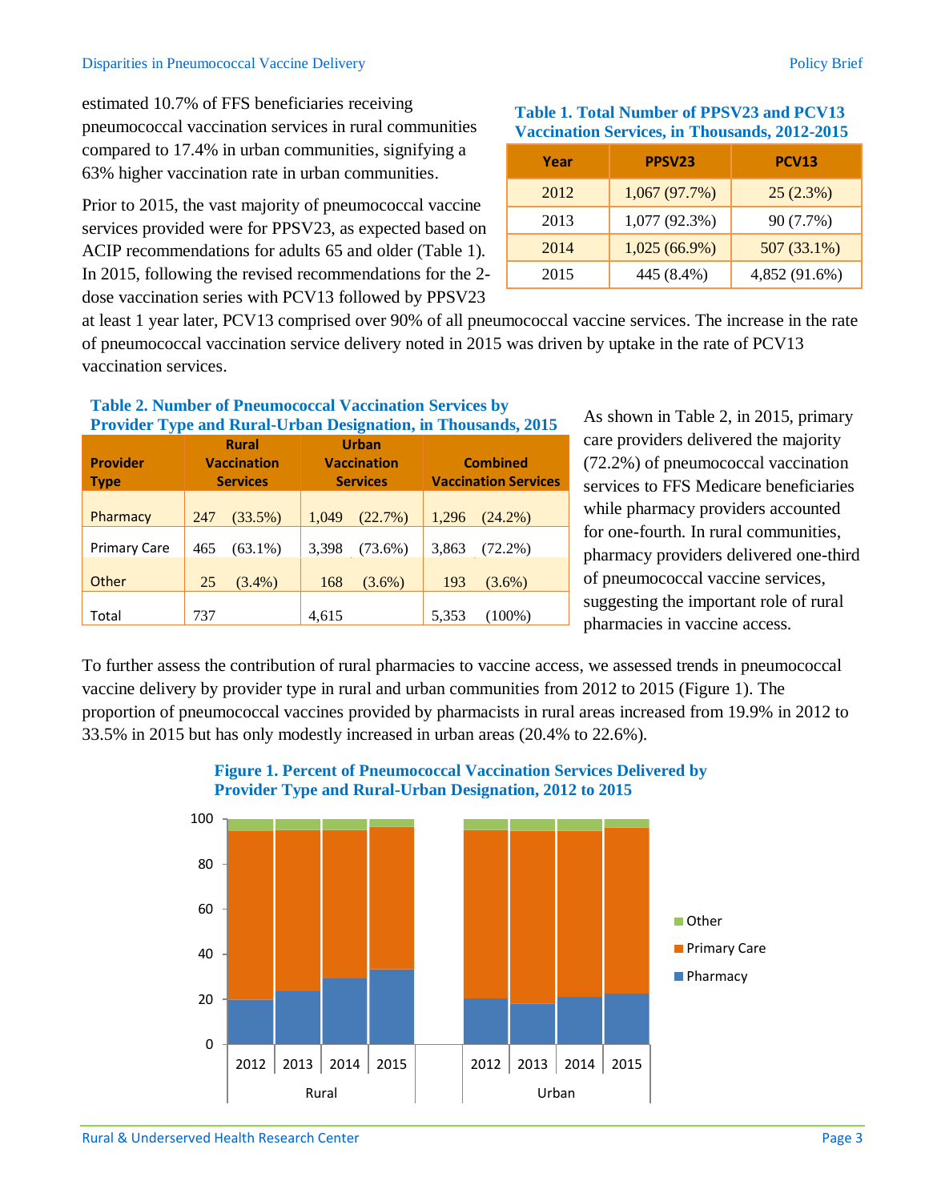estimated 10.7% of FFS beneficiaries receiving pneumococcal vaccination services in rural communities compared to 17.4% in urban communities, signifying a 63% higher vaccination rate in urban communities.

Prior to 2015, the vast majority of pneumococcal vaccine services provided were for PPSV23, as expected based on ACIP recommendations for adults 65 and older (Table 1). In 2015, following the revised recommendations for the 2-dose vaccination series with PCV13 followed by PPSV23 at least 1 year later, PCV13 comprised over 90% of all pneumococcal vaccine services. The increase in the rate of pneumococcal vaccination service delivery noted in 2015 was driven by uptake in the rate of PCV13 vaccination services.

**Table 1. Total Number of PPSV23 and PCV13 Vaccination Services, in Thousands, 2012-2015**

| Year | PPSV23 | PCV13 |
|---|---|---|
| 2012 | 1,067 (97.7%) | 25 (2.3%) |
| 2013 | 1,077 (92.3%) | 90 (7.7%) |
| 2014 | 1,025 (66.9%) | 507 (33.1%) |
| 2015 | 445 (8.4%) | 4,852 (91.6%) |

**Table 2. Number of Pneumococcal Vaccination Services by Provider Type and Rural-Urban Designation, in Thousands, 2015**

| Provider Type | Rural Vaccination Services | Urban Vaccination Services | Combined Vaccination Services |
|---|---|---|---|
| Pharmacy | 247 (33.5%) | 1,049 (22.7%) | 1,296 (24.2%) |
| Primary Care | 465 (63.1%) | 3,398 (73.6%) | 3,863 (72.2%) |
| Other | 25 (3.4%) | 168 (3.6%) | 193 (3.6%) |
| Total | 737 | 4,615 | 5,353 (100%) |

As shown in Table 2, in 2015, primary care providers delivered the majority (72.2%) of pneumococcal vaccination services to FFS Medicare beneficiaries while pharmacy providers accounted for one-fourth. In rural communities, pharmacy providers delivered one-third of pneumococcal vaccine services, suggesting the important role of rural pharmacies in vaccine access.

To further assess the contribution of rural pharmacies to vaccine access, we assessed trends in pneumococcal vaccine delivery by provider type in rural and urban communities from 2012 to 2015 (Figure 1). The proportion of pneumococcal vaccines provided by pharmacists in rural areas increased from 19.9% in 2012 to 33.5% in 2015 but has only modestly increased in urban areas (20.4% to 22.6%).

**Figure 1. Percent of Pneumococcal Vaccination Services Delivered by Provider Type and Rural-Urban Designation, 2012 to 2015**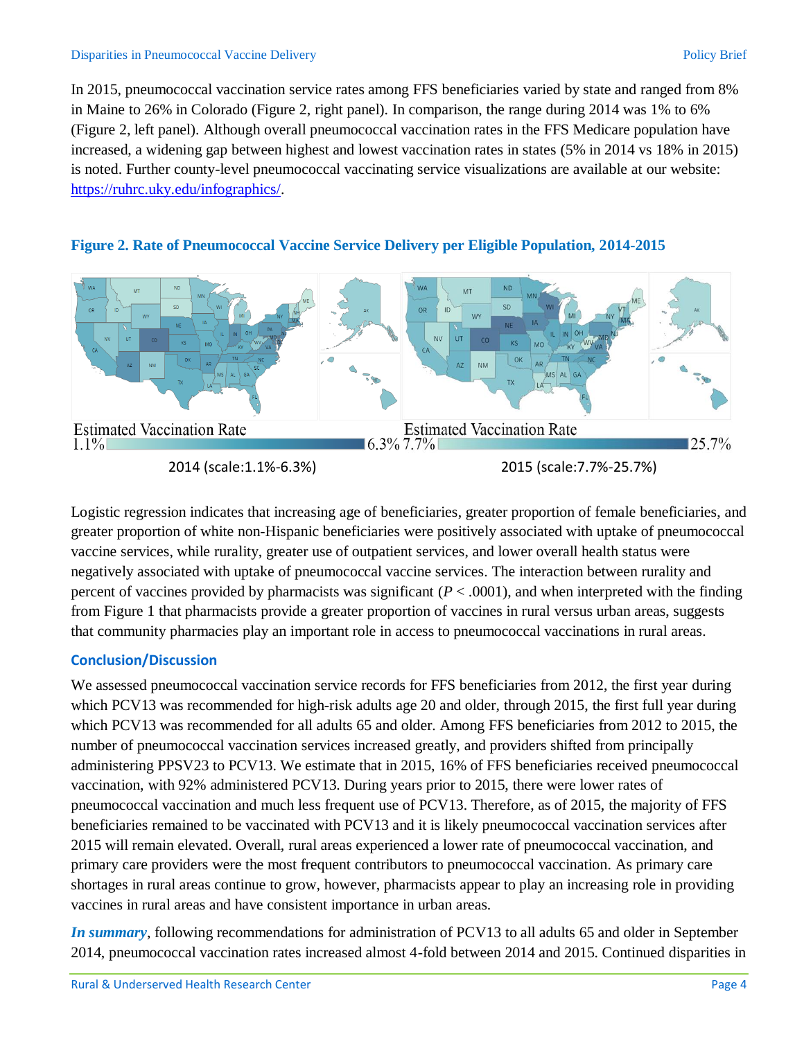In 2015, pneumococcal vaccination service rates among FFS beneficiaries varied by state and ranged from 8% in Maine to 26% in Colorado (Figure 2, right panel). In comparison, the range during 2014 was 1% to 6% (Figure 2, left panel). Although overall pneumococcal vaccination rates in the FFS Medicare population have increased, a widening gap between highest and lowest vaccination rates in states (5% in 2014 vs 18% in 2015) is noted. Further county-level pneumococcal vaccinating service visualizations are available at our website: https://ruhrc.uky.edu/infographics/.

**Figure 2. Rate of Pneumococcal Vaccine Service Delivery per Eligible Population, 2014-2015**

Estimated Vaccination Rate 1.1% – 6.3%

2014 (scale:1.1%-6.3%)

Estimated Vaccination Rate 7.7% – 25.7%

2015 (scale:7.7%-25.7%)

Logistic regression indicates that increasing age of beneficiaries, greater proportion of female beneficiaries, and greater proportion of white non-Hispanic beneficiaries were positively associated with uptake of pneumococcal vaccine services, while rurality, greater use of outpatient services, and lower overall health status were negatively associated with uptake of pneumococcal vaccine services. The interaction between rurality and percent of vaccines provided by pharmacists was significant ($P < .0001$), and when interpreted with the finding from Figure 1 that pharmacists provide a greater proportion of vaccines in rural versus urban areas, suggests that community pharmacies play an important role in access to pneumococcal vaccinations in rural areas.

## Conclusion/Discussion

We assessed pneumococcal vaccination service records for FFS beneficiaries from 2012, the first year during which PCV13 was recommended for high-risk adults age 20 and older, through 2015, the first full year during which PCV13 was recommended for all adults 65 and older. Among FFS beneficiaries from 2012 to 2015, the number of pneumococcal vaccination services increased greatly, and providers shifted from principally administering PPSV23 to PCV13. We estimate that in 2015, 16% of FFS beneficiaries received pneumococcal vaccination, with 92% administered PCV13. During years prior to 2015, there were lower rates of pneumococcal vaccination and much less frequent use of PCV13. Therefore, as of 2015, the majority of FFS beneficiaries remained to be vaccinated with PCV13 and it is likely pneumococcal vaccination services after 2015 will remain elevated. Overall, rural areas experienced a lower rate of pneumococcal vaccination, and primary care providers were the most frequent contributors to pneumococcal vaccination. As primary care shortages in rural areas continue to grow, however, pharmacists appear to play an increasing role in providing vaccines in rural areas and have consistent importance in urban areas.

***In summary***, following recommendations for administration of PCV13 to all adults 65 and older in September 2014, pneumococcal vaccination rates increased almost 4-fold between 2014 and 2015. Continued disparities in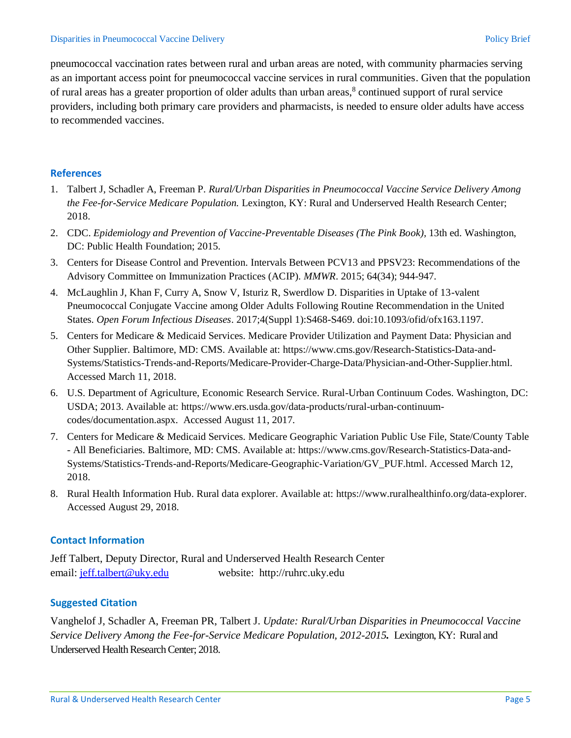pneumococcal vaccination rates between rural and urban areas are noted, with community pharmacies serving as an important access point for pneumococcal vaccine services in rural communities. Given that the population of rural areas has a greater proportion of older adults than urban areas,[8] continued support of rural service providers, including both primary care providers and pharmacists, is needed to ensure older adults have access to recommended vaccines.

## References

1. Talbert J, Schadler A, Freeman P. *Rural/Urban Disparities in Pneumococcal Vaccine Service Delivery Among the Fee-for-Service Medicare Population.* Lexington, KY: Rural and Underserved Health Research Center; 2018.
2. CDC. *Epidemiology and Prevention of Vaccine-Preventable Diseases (The Pink Book)*, 13th ed. Washington, DC: Public Health Foundation; 2015.
3. Centers for Disease Control and Prevention. Intervals Between PCV13 and PPSV23: Recommendations of the Advisory Committee on Immunization Practices (ACIP). *MMWR*. 2015; 64(34); 944-947.
4. McLaughlin J, Khan F, Curry A, Snow V, Isturiz R, Swerdlow D. Disparities in Uptake of 13-valent Pneumococcal Conjugate Vaccine among Older Adults Following Routine Recommendation in the United States. *Open Forum Infectious Diseases*. 2017;4(Suppl 1):S468-S469. doi:10.1093/ofid/ofx163.1197.
5. Centers for Medicare & Medicaid Services. Medicare Provider Utilization and Payment Data: Physician and Other Supplier. Baltimore, MD: CMS. Available at: https://www.cms.gov/Research-Statistics-Data-and-Systems/Statistics-Trends-and-Reports/Medicare-Provider-Charge-Data/Physician-and-Other-Supplier.html. Accessed March 11, 2018.
6. U.S. Department of Agriculture, Economic Research Service. Rural-Urban Continuum Codes. Washington, DC: USDA; 2013. Available at: https://www.ers.usda.gov/data-products/rural-urban-continuum-codes/documentation.aspx. Accessed August 11, 2017.
7. Centers for Medicare & Medicaid Services. Medicare Geographic Variation Public Use File, State/County Table - All Beneficiaries. Baltimore, MD: CMS. Available at: https://www.cms.gov/Research-Statistics-Data-and-Systems/Statistics-Trends-and-Reports/Medicare-Geographic-Variation/GV_PUF.html. Accessed March 12, 2018.
8. Rural Health Information Hub. Rural data explorer. Available at: https://www.ruralhealthinfo.org/data-explorer. Accessed August 29, 2018.

## Contact Information

Jeff Talbert, Deputy Director, Rural and Underserved Health Research Center
email: jeff.talbert@uky.edu website: http://ruhrc.uky.edu

## Suggested Citation

Vanghelof J, Schadler A, Freeman PR, Talbert J. *Update: Rural/Urban Disparities in Pneumococcal Vaccine Service Delivery Among the Fee-for-Service Medicare Population, 2012-2015.* Lexington, KY: Rural and Underserved Health Research Center; 2018.